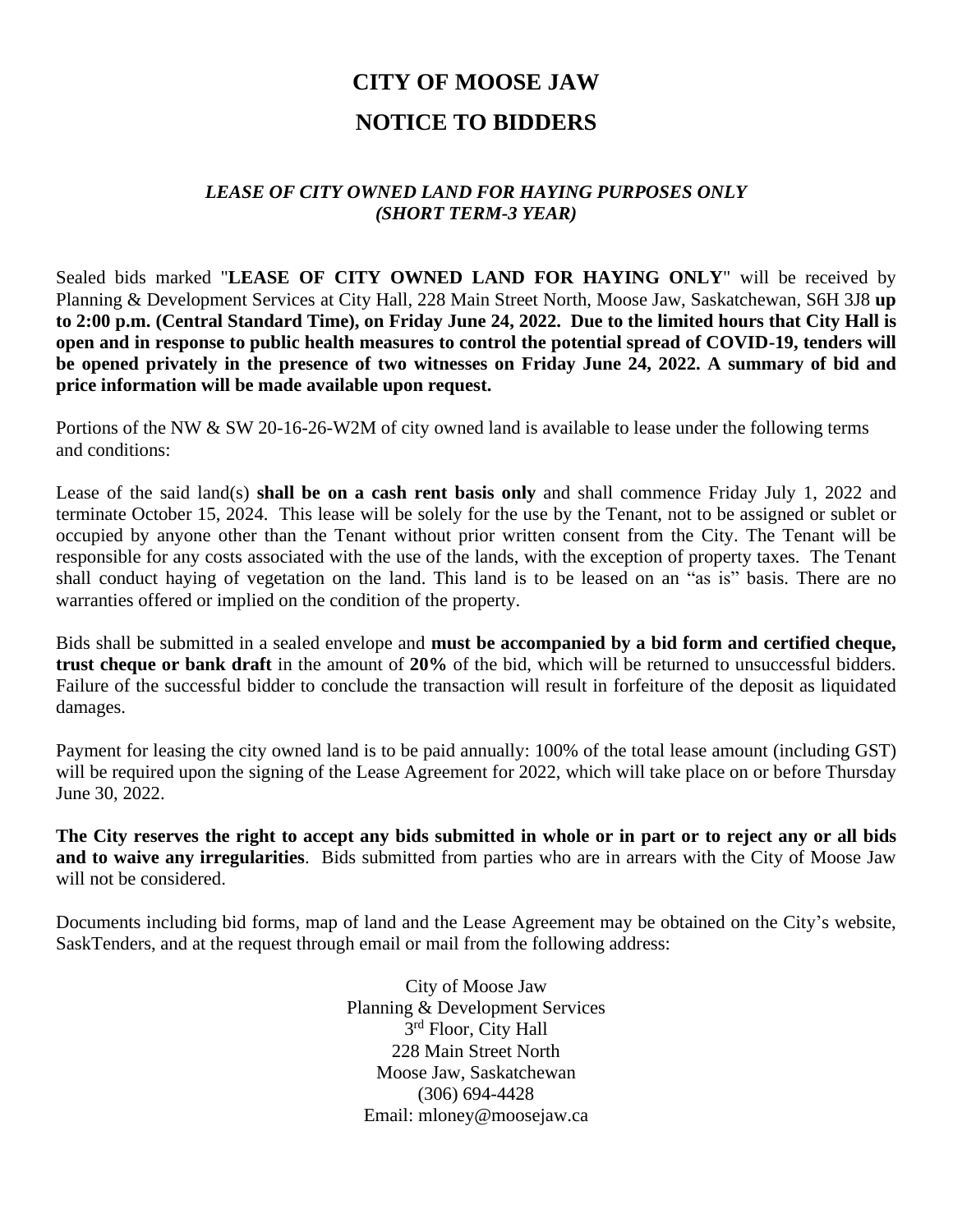# CITY OF MOOSE JAW

# NOTICE TO BIDDERS

### *LEASE OF CITY OWNED LAND FOR HAYING PURPOSES ONLY (SHORT TERM-3 YEAR)*

Sealed bids marked "**LEASE OF CITY OWNED LAND FOR HAYING ONLY**" will be received by Planning & Development Services at City Hall, 228 Main Street North, Moose Jaw, Saskatchewan, S6H 3J8 **up to 2:00 p.m. (Central Standard Time), on Friday June 24, 2022. Due to the limited hours that City Hall is open and in response to public health measures to control the potential spread of COVID-19, tenders will be opened privately in the presence of two witnesses on Friday June 24, 2022. A summary of bid and price information will be made available upon request.**

Portions of the NW & SW 20-16-26-W2M of city owned land is available to lease under the following terms and conditions:

Lease of the said land(s) **shall be on a cash rent basis only** and shall commence Friday July 1, 2022 and terminate October 15, 2024. This lease will be solely for the use by the Tenant, not to be assigned or sublet or occupied by anyone other than the Tenant without prior written consent from the City. The Tenant will be responsible for any costs associated with the use of the lands, with the exception of property taxes. The Tenant shall conduct haying of vegetation on the land. This land is to be leased on an "as is" basis. There are no warranties offered or implied on the condition of the property.

Bids shall be submitted in a sealed envelope and **must be accompanied by a bid form and certified cheque, trust cheque or bank draft** in the amount of **20%** of the bid, which will be returned to unsuccessful bidders. Failure of the successful bidder to conclude the transaction will result in forfeiture of the deposit as liquidated damages.

Payment for leasing the city owned land is to be paid annually: 100% of the total lease amount (including GST) will be required upon the signing of the Lease Agreement for 2022, which will take place on or before Thursday June 30, 2022.

**The City reserves the right to accept any bids submitted in whole or in part or to reject any or all bids and to waive any irregularities**. Bids submitted from parties who are in arrears with the City of Moose Jaw will not be considered.

Documents including bid forms, map of land and the Lease Agreement may be obtained on the City's website, SaskTenders, and at the request through email or mail from the following address:

City of Moose Jaw
Planning & Development Services
3rd Floor, City Hall
228 Main Street North
Moose Jaw, Saskatchewan
(306) 694-4428
Email: mloney@moosejaw.ca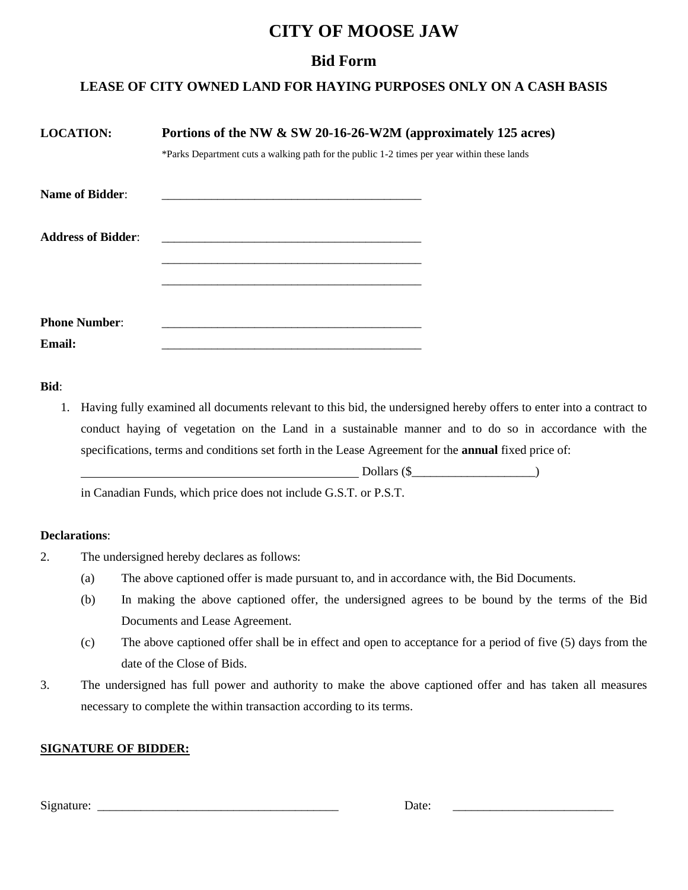# CITY OF MOOSE JAW

## Bid Form

### LEASE OF CITY OWNED LAND FOR HAYING PURPOSES ONLY ON A CASH BASIS

**LOCATION:** **Portions of the NW & SW 20-16-26-W2M (approximately 125 acres)**

*Parks Department cuts a walking path for the public 1-2 times per year within these lands

**Name of Bidder**: _____________________________________________

**Address of Bidder**: _____________________________________________

_____________________________________________

_____________________________________________

**Phone Number**: _____________________________________________

**Email:** _____________________________________________

**Bid**:

1. Having fully examined all documents relevant to this bid, the undersigned hereby offers to enter into a contract to conduct haying of vegetation on the Land in a sustainable manner and to do so in accordance with the specifications, terms and conditions set forth in the Lease Agreement for the **annual** fixed price of:

   ______________________________________________ Dollars ($____________________)

   in Canadian Funds, which price does not include G.S.T. or P.S.T.

**Declarations**:

2. The undersigned hereby declares as follows:
   - (a) The above captioned offer is made pursuant to, and in accordance with, the Bid Documents.
   - (b) In making the above captioned offer, the undersigned agrees to be bound by the terms of the Bid Documents and Lease Agreement.
   - (c) The above captioned offer shall be in effect and open to acceptance for a period of five (5) days from the date of the Close of Bids.
3. The undersigned has full power and authority to make the above captioned offer and has taken all measures necessary to complete the within transaction according to its terms.

**SIGNATURE OF BIDDER:**

Signature: ________________________________________ Date: __________________________